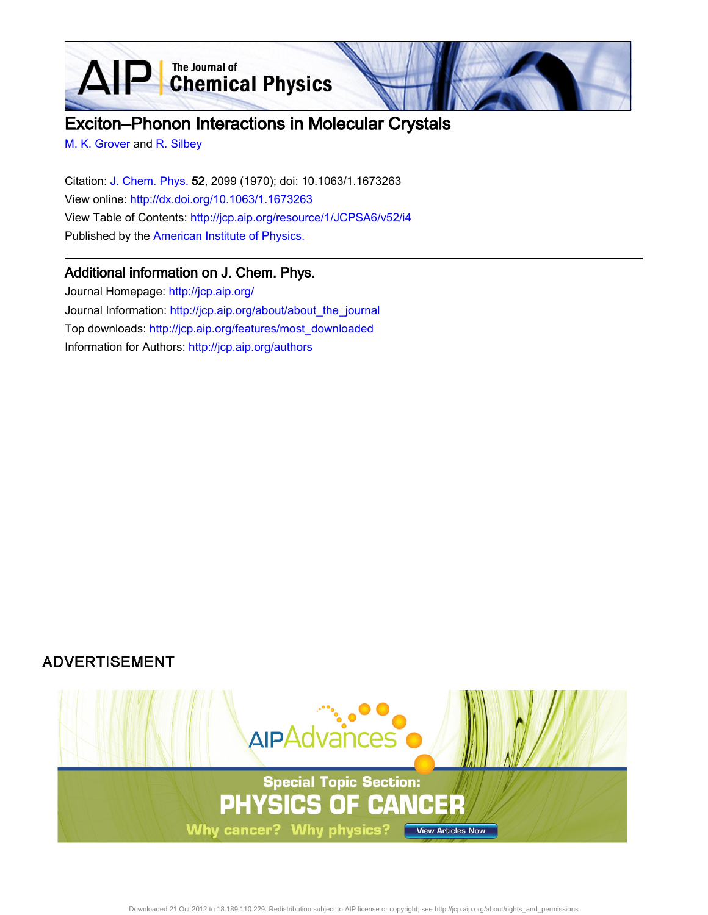# Exciton–Phonon Interactions in Molecular Crystals

M. K. Grover and R. Silbey

Citation: J. Chem. Phys. **52**, 2099 (1970); doi: 10.1063/1.1673263

View online: http://dx.doi.org/10.1063/1.1673263

View Table of Contents: http://jcp.aip.org/resource/1/JCPSA6/v52/i4

Published by the American Institute of Physics.

## Additional information on J. Chem. Phys.

Journal Homepage: http://jcp.aip.org/

Journal Information: http://jcp.aip.org/about/about_the_journal

Top downloads: http://jcp.aip.org/features/most_downloaded

Information for Authors: http://jcp.aip.org/authors

ADVERTISEMENT

AIP Advances

Special Topic Section:

PHYSICS OF CANCER

Why cancer? Why physics? View Articles Now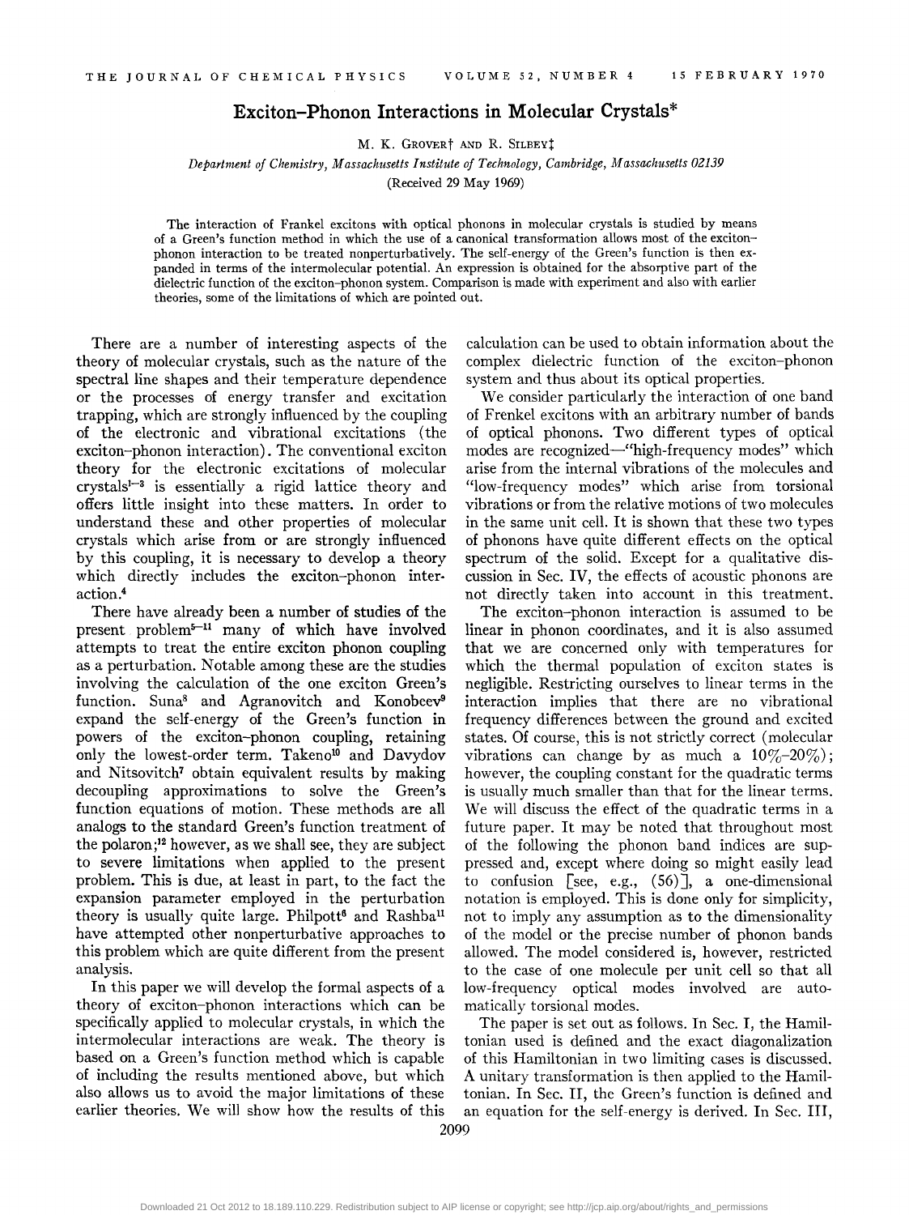# Exciton–Phonon Interactions in Molecular Crystals*

M. K. Grover† and R. Silbey‡

*Department of Chemistry, Massachusetts Institute of Technology, Cambridge, Massachusetts 02139*

(Received 29 May 1969)

The interaction of Frankel excitons with optical phonons in molecular crystals is studied by means of a Green's function method in which the use of a canonical transformation allows most of the exciton–phonon interaction to be treated nonperturbatively. The self-energy of the Green's function is then expanded in terms of the intermolecular potential. An expression is obtained for the absorptive part of the dielectric function of the exciton–phonon system. Comparison is made with experiment and also with earlier theories, some of the limitations of which are pointed out.

There are a number of interesting aspects of the theory of molecular crystals, such as the nature of the spectral line shapes and their temperature dependence or the processes of energy transfer and excitation trapping, which are strongly influenced by the coupling of the electronic and vibrational excitations (the exciton–phonon interaction). The conventional exciton theory for the electronic excitations of molecular crystals[1–3] is essentially a rigid lattice theory and offers little insight into these matters. In order to understand these and other properties of molecular crystals which arise from or are strongly influenced by this coupling, it is necessary to develop a theory which directly includes the exciton–phonon interaction.[4]

There have already been a number of studies of the present problem[5–11] many of which have involved attempts to treat the entire exciton phonon coupling as a perturbation. Notable among these are the studies involving the calculation of the one exciton Green's function. Suna[8] and Agranovitch and Konobeev[9] expand the self-energy of the Green's function in powers of the exciton–phonon coupling, retaining only the lowest-order term. Takeno[10] and Davydov and Nitsovitch[7] obtain equivalent results by making decoupling approximations to solve the Green's function equations of motion. These methods are all analogs to the standard Green's function treatment of the polaron;[12] however, as we shall see, they are subject to severe limitations when applied to the present problem. This is due, at least in part, to the fact the expansion parameter employed in the perturbation theory is usually quite large. Philpott[6] and Rashba[11] have attempted other nonperturbative approaches to this problem which are quite different from the present analysis.

In this paper we will develop the formal aspects of a theory of exciton–phonon interactions which can be specifically applied to molecular crystals, in which the intermolecular interactions are weak. The theory is based on a Green's function method which is capable of including the results mentioned above, but which also allows us to avoid the major limitations of these earlier theories. We will show how the results of this calculation can be used to obtain information about the complex dielectric function of the exciton–phonon system and thus about its optical properties.

We consider particularly the interaction of one band of Frenkel excitons with an arbitrary number of bands of optical phonons. Two different types of optical modes are recognized—"high-frequency modes" which arise from the internal vibrations of the molecules and "low-frequency modes" which arise from torsional vibrations or from the relative motions of two molecules in the same unit cell. It is shown that these two types of phonons have quite different effects on the optical spectrum of the solid. Except for a qualitative discussion in Sec. IV, the effects of acoustic phonons are not directly taken into account in this treatment.

The exciton–phonon interaction is assumed to be linear in phonon coordinates, and it is also assumed that we are concerned only with temperatures for which the thermal population of exciton states is negligible. Restricting ourselves to linear terms in the interaction implies that there are no vibrational frequency differences between the ground and excited states. Of course, this is not strictly correct (molecular vibrations can change by as much a 10%–20%); however, the coupling constant for the quadratic terms is usually much smaller than that for the linear terms. We will discuss the effect of the quadratic terms in a future paper. It may be noted that throughout most of the following the phonon band indices are suppressed and, except where doing so might easily lead to confusion [see, e.g., (56)], a one-dimensional notation is employed. This is done only for simplicity, not to imply any assumption as to the dimensionality of the model or the precise number of phonon bands allowed. The model considered is, however, restricted to the case of one molecule per unit cell so that all low-frequency optical modes involved are automatically torsional modes.

The paper is set out as follows. In Sec. I, the Hamiltonian used is defined and the exact diagonalization of this Hamiltonian in two limiting cases is discussed. A unitary transformation is then applied to the Hamiltonian. In Sec. II, the Green's function is defined and an equation for the self-energy is derived. In Sec. III,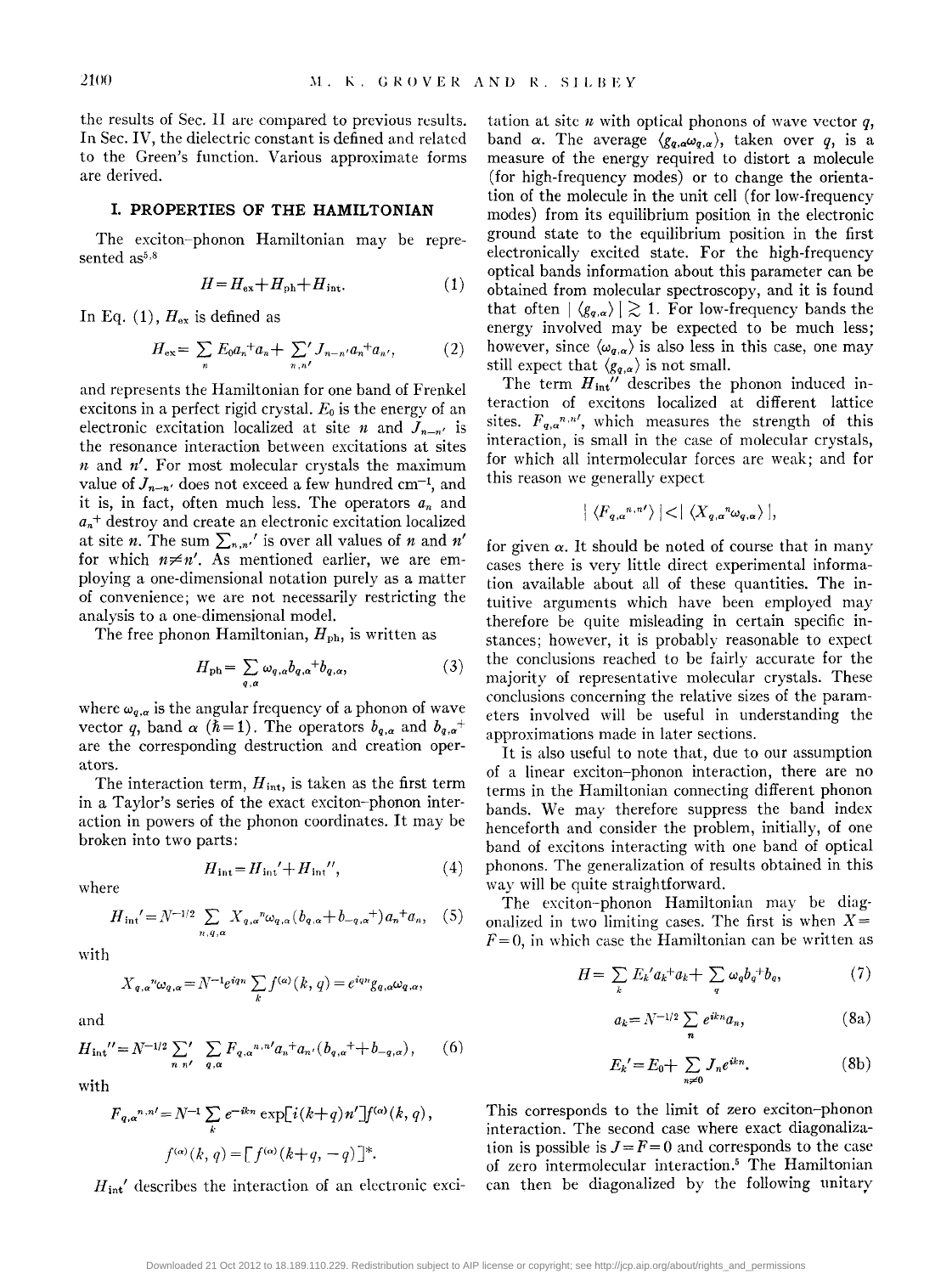the results of Sec. II are compared to previous results. In Sec. IV, the dielectric constant is defined and related to the Green's function. Various approximate forms are derived.

## I. PROPERTIES OF THE HAMILTONIAN

The exciton–phonon Hamiltonian may be represented as[5,8]

$$H = H_{\text{ex}} + H_{\text{ph}} + H_{\text{int}}. \tag{1}$$

In Eq. (1), $H_{\text{ex}}$ is defined as

$$H_{\text{ex}} = \sum_n E_0 a_n^+ a_n + \sum_{n,n'}{}' J_{n-n'} a_n^+ a_{n'}, \tag{2}$$

and represents the Hamiltonian for one band of Frenkel excitons in a perfect rigid crystal. $E_0$ is the energy of an electronic excitation localized at site $n$ and $J_{n-n'}$ is the resonance interaction between excitations at sites $n$ and $n'$. For most molecular crystals the maximum value of $J_{n-n'}$ does not exceed a few hundred cm$^{-1}$, and it is, in fact, often much less. The operators $a_n$ and $a_n^+$ destroy and create an electronic excitation localized at site $n$. The sum $\sum_{n,n'}{}'$ is over all values of $n$ and $n'$ for which $n \neq n'$. As mentioned earlier, we are employing a one-dimensional notation purely as a matter of convenience; we are not necessarily restricting the analysis to a one-dimensional model.

The free phonon Hamiltonian, $H_{\text{ph}}$, is written as

$$H_{\text{ph}} = \sum_{q,\alpha} \omega_{q,\alpha} b_{q,\alpha}^+ b_{q,\alpha}, \tag{3}$$

where $\omega_{q,\alpha}$ is the angular frequency of a phonon of wave vector $q$, band $\alpha$ ($\hbar = 1$). The operators $b_{q,\alpha}$ and $b_{q,\alpha}^+$ are the corresponding destruction and creation operators.

The interaction term, $H_{\text{int}}$, is taken as the first term in a Taylor's series of the exact exciton–phonon interaction in powers of the phonon coordinates. It may be broken into two parts:

$$H_{\text{int}} = H_{\text{int}}' + H_{\text{int}}'', \tag{4}$$

where

$$H_{\text{int}}' = N^{-1/2} \sum_{n,q,\alpha} X_{q,\alpha}{}^n \omega_{q,\alpha} (b_{q,\alpha} + b_{-q,\alpha}^+) a_n^+ a_n, \tag{5}$$

with

$$X_{q,\alpha}{}^n \omega_{q,\alpha} = N^{-1} e^{iqn} \sum_k f^{(\alpha)}(k,q) = e^{iqn} g_{q,\alpha} \omega_{q,\alpha},$$

and

$$H_{\text{int}}'' = N^{-1/2} \sum_{n\, n'}{}' \sum_{q,\alpha} F_{q,\alpha}{}^{n,n'} a_n^+ a_{n'} (b_{q,\alpha}^+ + b_{-q,\alpha}), \tag{6}$$

with

$$F_{q,\alpha}{}^{n,n'} = N^{-1} \sum_k e^{-ikn} \exp[i(k+q)n'] f^{(\alpha)}(k,q),$$

$$f^{(\alpha)}(k,q) = [f^{(\alpha)}(k+q, -q)]^*.$$

$H_{\text{int}}'$ describes the interaction of an electronic excitation at site $n$ with optical phonons of wave vector $q$, band $\alpha$. The average $\langle g_{q,\alpha} \omega_{q,\alpha} \rangle$, taken over $q$, is a measure of the energy required to distort a molecule (for high-frequency modes) or to change the orientation of the molecule in the unit cell (for low-frequency modes) from its equilibrium position in the electronic ground state to the equilibrium position in the first electronically excited state. For the high-frequency optical bands information about this parameter can be obtained from molecular spectroscopy, and it is found that often $|\langle g_{q,\alpha} \rangle| \gtrsim 1$. For low-frequency bands the energy involved may be expected to be much less; however, since $\langle \omega_{q,\alpha} \rangle$ is also less in this case, one may still expect that $\langle g_{q,\alpha} \rangle$ is not small.

The term $H_{\text{int}}''$ describes the phonon induced interaction of excitons localized at different lattice sites. $F_{q,\alpha}{}^{n,n'}$, which measures the strength of this interaction, is small in the case of molecular crystals, for which all intermolecular forces are weak; and for this reason we generally expect

$$|\langle F_{q,\alpha}{}^{n,n'} \rangle| < |\langle X_{q,\alpha}{}^n \omega_{q,\alpha} \rangle|,$$

for given $\alpha$. It should be noted of course that in many cases there is very little direct experimental information available about all of these quantities. The intuitive arguments which have been employed may therefore be quite misleading in certain specific instances; however, it is probably reasonable to expect the conclusions reached to be fairly accurate for the majority of representative molecular crystals. These conclusions concerning the relative sizes of the parameters involved will be useful in understanding the approximations made in later sections.

It is also useful to note that, due to our assumption of a linear exciton–phonon interaction, there are no terms in the Hamiltonian connecting different phonon bands. We may therefore suppress the band index henceforth and consider the problem, initially, of one band of excitons interacting with one band of optical phonons. The generalization of results obtained in this way will be quite straightforward.

The exciton–phonon Hamiltonian may be diagonalized in two limiting cases. The first is when $X = F = 0$, in which case the Hamiltonian can be written as

$$H = \sum_k E_k' a_k^+ a_k + \sum_q \omega_q b_q^+ b_q, \tag{7}$$

$$a_k = N^{-1/2} \sum_n e^{ikn} a_n, \tag{8a}$$

$$E_k' = E_0 + \sum_{n \neq 0} J_n e^{ikn}. \tag{8b}$$

This corresponds to the limit of zero exciton–phonon interaction. The second case where exact diagonalization is possible is $J = F = 0$ and corresponds to the case of zero intermolecular interaction.[5] The Hamiltonian can then be diagonalized by the following unitary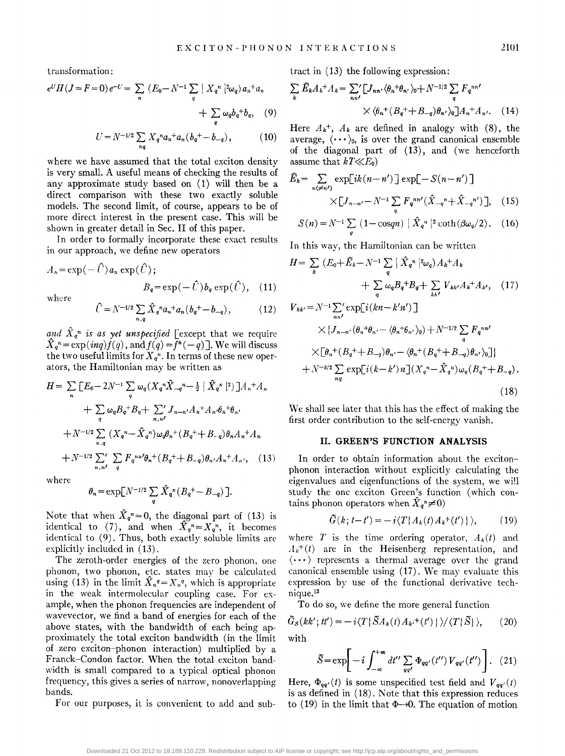transformation:

$$e^U H(J=F=0)e^{-U}=\sum_n \left(E_0-N^{-1}\sum_q |X_q^n|^2\omega_q\right)a_n^+a_n + \sum_q \omega_q b_q^+ b_q, \quad (9)$$

$$U=N^{-1/2}\sum_{nq} X_q^n a_n^+ a_n (b_q^+ - b_{-q}), \quad (10)$$

where we have assumed that the total exciton density is very small. A useful means of checking the results of any approximate study based on (1) will then be a direct comparison with these two exactly soluble models. The second limit, of course, appears to be of more direct interest in the present case. This will be shown in greater detail in Sec. II of this paper.

In order to formally incorporate these exact results in our approach, we define new operators

$$A_n=\exp(-\hat{U})a_n\exp(\hat{U});$$
$$B_q=\exp(-\hat{U})b_q\exp(\hat{U}), \quad (11)$$

where

$$\hat{U}=N^{-1/2}\sum_{n,q}\hat{X}_q^n a_n^+ a_n (b_q^+ - b_{-q}), \quad (12)$$

*and $\hat{X}_q^n$ is as yet unspecified* [except that we require $\hat{X}_q^n=\exp(inq)f(q)$, and $f(q)=f^*(-q)$]. We will discuss the two useful limits for $\hat{X}_q^n$. In terms of these new operators, the Hamiltonian may be written as

$$\begin{aligned}H=&\sum_n\left[E_0-2N^{-1}\sum_q\omega_q\left(X_q^n\hat{X}_{-q}^n-\tfrac{1}{2}|\hat{X}_q^n|^2\right)\right]A_n^+A_n\\&+\sum_q\omega_q B_q^+B_q+\sum_{n,n'}{}' J_{n-n'}A_n^+A_{n'}\theta_n^+\theta_{n'}\\&+N^{-1/2}\sum_{n,q}(X_q^n-\hat{X}_q^n)\omega_q\theta_n^+(B_q^++B_{-q})\theta_n A_n^+A_n\\&+N^{-1/2}\sum_{n,n'}{}'\sum_q F_q^{nn'}\theta_n^+(B_q^++B_{-q})\theta_{n'}A_n^+A_{n'}, \quad (13)\end{aligned}$$

where

$$\theta_n=\exp\left[N^{-1/2}\sum_q\hat{X}_q^n(B_q^+-B_{-q})\right].$$

Note that when $\hat{X}_q^n=0$, the diagonal part of (13) is identical to (7), and when $\hat{X}_q^n=X_q^n$, it becomes identical to (9). Thus, both exactly soluble limits are explicitly included in (13).

The zeroth-order energies of the zero phonon, one phonon, two phonon, etc. states may be calculated using (13) in the limit $\hat{X}_n^q=X_n^q$, which is appropriate in the weak intermolecular coupling case. For example, when the phonon frequencies are independent of wavevector, we find a band of energies for each of the above states, with the bandwidth of each being approximately the total exciton bandwidth (in the limit of zero exciton–phonon interaction) multiplied by a Franck–Condon factor. When the total exciton bandwidth is small compared to a typical optical phonon frequency, this gives a series of narrow, nonoverlapping bands.

For our purposes, it is convenient to add and subtract in (13) the following expression:

$$\sum_k \tilde{E}_k A_k^+A_k=\sum_{nn'}{}'\left[J_{nn'}\langle\theta_n^+\theta_{n'}\rangle_0+N^{-1/2}\sum_q F_q^{nn'}\times\langle\theta_n^+(B_q^++B_{-q})\theta_{n'}\rangle_0\right]A_n^+A_{n'}. \quad (14)$$

Here $A_k^+$, $A_k$ are defined in analogy with (8), the average, $\langle\cdots\rangle_0$, is over the grand canonical ensemble of the diagonal part of (13), and (we henceforth assume that $kT\ll E_0$)

$$\tilde{E}_k=\sum_{n(\neq n')}\exp[ik(n-n')]\exp[-S(n-n')]\times\left[J_{n-n'}-N^{-1}\sum_q F_q^{nn'}(\hat{X}_{-q}^n+\hat{X}_{-q}^{n'})\right], \quad (15)$$

$$S(n)=N^{-1}\sum_q(1-\cos qn)\,|\hat{X}_q^n|^2\coth(\beta\omega_q/2). \quad (16)$$

In this way, the Hamiltonian can be written

$$H=\sum_k\left(E_0+\tilde{E}_k-N^{-1}\sum_q|\hat{X}_q^n|^2\omega_q\right)A_k^+A_k+\sum_q\omega_qB_q^+B_q+\sum_{kk'}V_{kk'}A_k^+A_{k'}, \quad (17)$$

$$\begin{aligned}V_{kk'}=&N^{-1}\sum_{nn'}{}'\exp[i(kn-k'n')]\\&\times\{J_{n-n'}(\theta_n^+\theta_{n'}-\langle\theta_n^+\theta_{n'}\rangle_0)+N^{-1/2}\sum_q F_q^{nn'}\\&\times[\theta_n^+(B_q^++B_{-q})\theta_{n'}-\langle\theta_n^+(B_q^++B_{-q})\theta_{n'}\rangle_0]\}\\&+N^{-3/2}\sum_{nq}\exp[i(k-k')n](X_q^n-\hat{X}_q^n)\omega_q(B_q^++B_{-q}).\end{aligned} \quad (18)$$

We shall see later that this has the effect of making the first order contribution to the self-energy vanish.

## II. GREEN'S FUNCTION ANALYSIS

In order to obtain information about the exciton–phonon interaction without explicitly calculating the eigenvalues and eigenfunctions of the system, we will study the one exciton Green's function (which contains phonon operators when $\hat{X}_q^n\neq0$)

$$\tilde{G}(k;t-t')=-i\langle T\{A_k(t)A_k^+(t')\}\rangle, \quad (19)$$

where $T$ is the time ordering operator, $A_k(t)$ and $A_k^+(t)$ are in the Heisenberg representation, and $\langle\cdots\rangle$ represents a thermal average over the grand canonical ensemble using (17). We may evaluate this expression by use of the functional derivative technique.[13]

To do so, we define the more general function

$$\tilde{G}_S(kk';tt')=-i\langle T\{\tilde{S}A_k(t)A_{k'}^+(t')\}\rangle/\langle T\{\tilde{S}\}\rangle, \quad (20)$$

with

$$\tilde{S}=\exp\left[-i\int_{-\infty}^{+\infty}dt''\sum_{qq'}\Phi_{qq'}(t'')V_{qq'}(t'')\right]. \quad (21)$$

Here, $\Phi_{qq'}(t)$ is some unspecified test field and $V_{qq'}(t)$ is as defined in (18). Note that this expression reduces to (19) in the limit that $\Phi\to0$. The equation of motion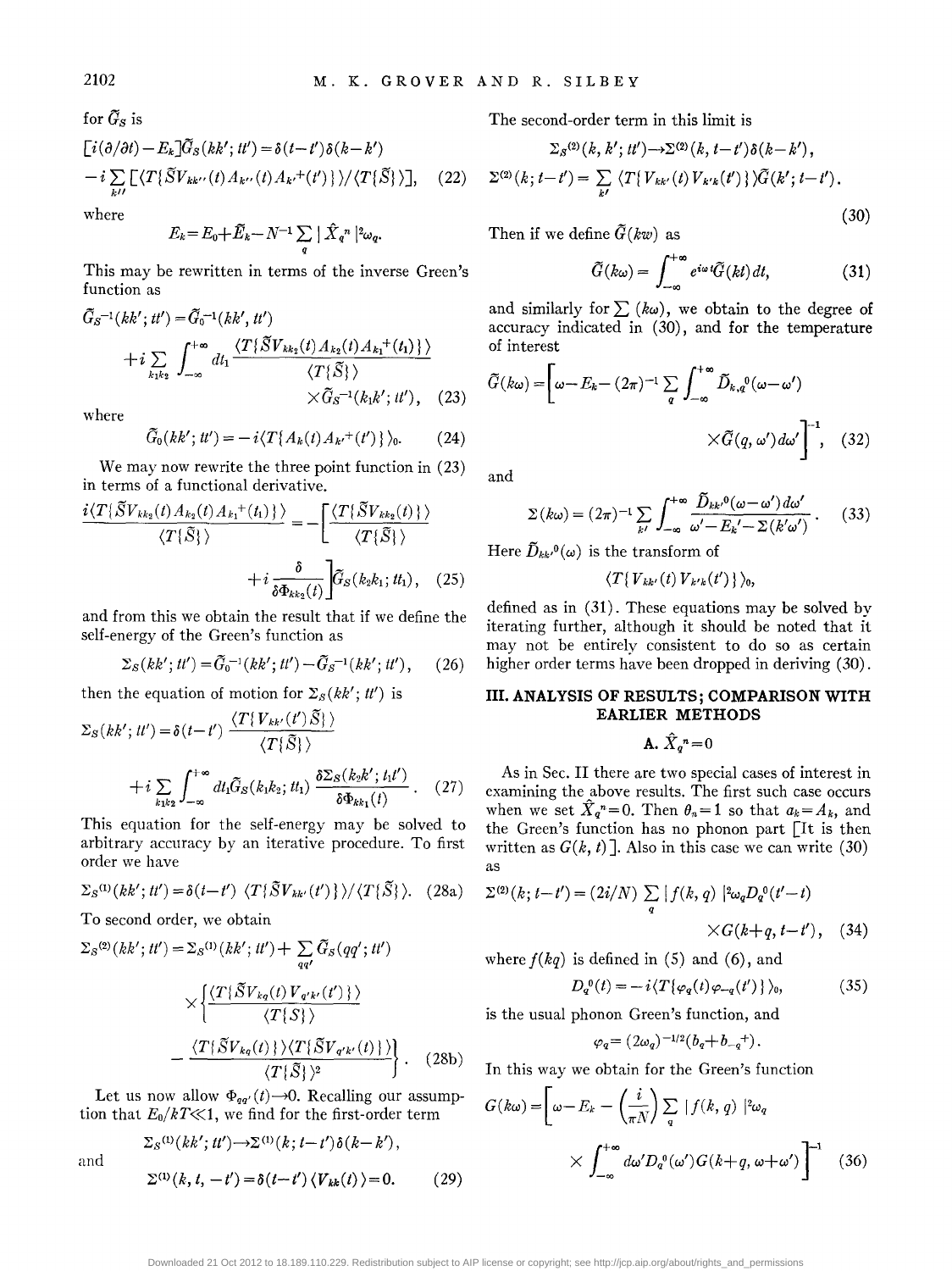for $\tilde{G}_S$ is

$$[i(\partial/\partial t)-E_k]\tilde{G}_S(kk';tt')=\delta(t-t')\delta(k-k')-i\sum_{k''}[\langle T\{\tilde{S}V_{kk''}(t)A_{k''}(t)A_{k'}^{+}(t')\}\rangle/\langle T\{\tilde{S}\}\rangle], \quad (22)$$

where

$$E_k=E_0+\tilde{E}_k-N^{-1}\sum_q|\hat{X}_q^n|^2\omega_q.$$

This may be rewritten in terms of the inverse Green's function as

$$\tilde{G}_S^{-1}(kk';tt')=\tilde{G}_0^{-1}(kk',tt')+i\sum_{k_1k_2}\int_{-\infty}^{+\infty}dt_1\frac{\langle T\{\tilde{S}V_{kk_2}(t)A_{k_2}(t)A_{k_1}^{+}(t_1)\}\rangle}{\langle T\{\tilde{S}\}\rangle}\times\tilde{G}_S^{-1}(k_1k';t_1t'), \quad (23)$$

where

$$\tilde{G}_0(kk';tt')=-i\langle T\{A_k(t)A_{k'}^{+}(t')\}\rangle_0. \quad (24)$$

We may now rewrite the three point function in (23) in terms of a functional derivative.

$$\frac{i\langle T\{\tilde{S}V_{kk_2}(t)A_{k_2}(t)A_{k_1}^{+}(t_1)\}\rangle}{\langle T\{\tilde{S}\}\rangle}=-\left[\frac{\langle T\{\tilde{S}V_{kk_2}(t)\}\rangle}{\langle T\{\tilde{S}\}\rangle}+i\frac{\delta}{\delta\Phi_{kk_2}(t)}\right]\tilde{G}_S(k_2k_1;tt_1), \quad (25)$$

and from this we obtain the result that if we define the self-energy of the Green's function as

$$\Sigma_S(kk';tt')=\tilde{G}_0^{-1}(kk';tt')-\tilde{G}_S^{-1}(kk';tt'), \quad (26)$$

then the equation of motion for $\Sigma_S(kk';tt')$ is

$$\Sigma_S(kk';tt')=\delta(t-t')\frac{\langle T\{V_{kk'}(t')\tilde{S}\}\rangle}{\langle T\{\tilde{S}\}\rangle}+i\sum_{k_1k_2}\int_{-\infty}^{+\infty}dt_1\tilde{G}_S(k_1k_2;tt_1)\frac{\delta\Sigma_S(k_2k';t_1t')}{\delta\Phi_{kk_1}(t)}. \quad (27)$$

This equation for the self-energy may be solved to arbitrary accuracy by an iterative procedure. To first order we have

$$\Sigma_S^{(1)}(kk';tt')=\delta(t-t')\langle T\{\tilde{S}V_{kk'}(t')\}\rangle/\langle T\{\tilde{S}\}\rangle. \quad (28a)$$

To second order, we obtain

$$\Sigma_S^{(2)}(kk';tt')=\Sigma_S^{(1)}(kk';tt')+\sum_{qq'}\tilde{G}_S(qq';tt')\times\left\{\frac{\langle T\{\tilde{S}V_{kq}(t)V_{q'k'}(t')\}\rangle}{\langle T\{S\}\rangle}-\frac{\langle T\{\tilde{S}V_{kq}(t)\}\rangle\langle T\{\tilde{S}V_{q'k'}(t)\}\rangle}{\langle T\{\tilde{S}\}\rangle^2}\right\}. \quad (28b)$$

Let us now allow $\Phi_{qq'}(t)\rightarrow 0$. Recalling our assumption that $E_0/kT\ll 1$, we find for the first-order term

$$\Sigma_S^{(1)}(kk';tt')\rightarrow\Sigma^{(1)}(k;t-t')\delta(k-k'),$$

and

$$\Sigma^{(1)}(k,t,-t')=\delta(t-t')\langle V_{kk}(t)\rangle=0. \quad (29)$$

The second-order term in this limit is

$$\Sigma_S^{(2)}(k,k';tt')\rightarrow\Sigma^{(2)}(k,t-t')\delta(k-k'),$$

$$\Sigma^{(2)}(k;t-t')=\sum_{k'}\langle T\{V_{kk'}(t)V_{k'k}(t')\}\rangle\tilde{G}(k';t-t'). \quad (30)$$

Then if we define $\tilde{G}(k\omega)$ as

$$\tilde{G}(k\omega)=\int_{-\infty}^{+\infty}e^{i\omega t}\tilde{G}(kt)dt, \quad (31)$$

and similarly for $\sum(k\omega)$, we obtain to the degree of accuracy indicated in (30), and for the temperature of interest

$$\tilde{G}(k\omega)=\left[\omega-E_k-(2\pi)^{-1}\sum_q\int_{-\infty}^{+\infty}\tilde{D}_{k,q}{}^0(\omega-\omega')\times\tilde{G}(q,\omega')d\omega'\right]^{-1}, \quad (32)$$

and

$$\Sigma(k\omega)=(2\pi)^{-1}\sum_{k'}\int_{-\infty}^{+\infty}\frac{\tilde{D}_{kk'}{}^0(\omega-\omega')d\omega'}{\omega'-E_k'-\Sigma(k'\omega')}. \quad (33)$$

Here $\tilde{D}_{kk'}{}^0(\omega)$ is the transform of

$$\langle T\{V_{kk'}(t)V_{k'k}(t')\}\rangle_0,$$

defined as in (31). These equations may be solved by iterating further, although it should be noted that it may not be entirely consistent to do so as certain higher order terms have been dropped in deriving (30).

## III. ANALYSIS OF RESULTS; COMPARISON WITH EARLIER METHODS

### A. $\hat{X}_q^n=0$

As in Sec. II there are two special cases of interest in examining the above results. The first such case occurs when we set $\hat{X}_q^n=0$. Then $\theta_n=1$ so that $a_k=A_k$, and the Green's function has no phonon part [It is then written as $G(k,t)$]. Also in this case we can write (30) as

$$\Sigma^{(2)}(k;t-t')=(2i/N)\sum_q|f(k,q)|^2\omega_qD_q{}^0(t'-t)\times G(k+q,t-t'), \quad (34)$$

where $f(kq)$ is defined in (5) and (6), and

$$D_q{}^0(t)=-i\langle T\{\varphi_q(t)\varphi_{-q}(t')\}\rangle_0, \quad (35)$$

is the usual phonon Green's function, and

$$\varphi_q=(2\omega_q)^{-1/2}(b_q+b_{-q}^{+}).$$

In this way we obtain for the Green's function

$$G(k\omega)=\left[\omega-E_k-\left(\frac{i}{\pi N}\right)\sum_q|f(k,q)|^2\omega_q\times\int_{-\infty}^{+\infty}d\omega'D_q{}^0(\omega')G(k+q,\omega+\omega')\right]^{-1} \quad (36)$$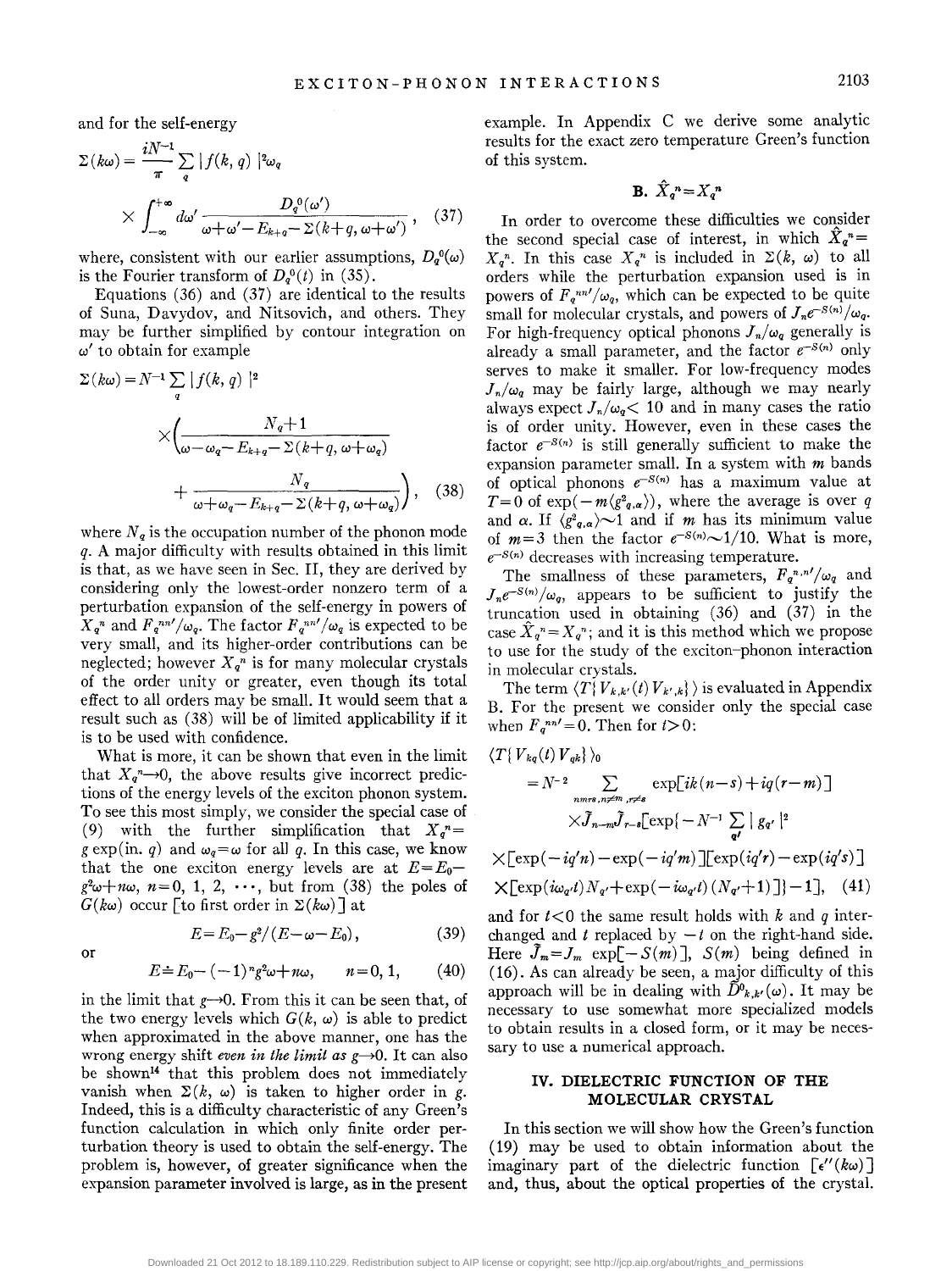and for the self-energy

$$\Sigma(k\omega)=\frac{iN^{-1}}{\pi}\sum_q|f(k,q)|^2\omega_q \times\int_{-\infty}^{+\infty}d\omega'\frac{D_q^0(\omega')}{\omega+\omega'-E_{k+q}-\Sigma(k+q,\omega+\omega')},\quad(37)$$

where, consistent with our earlier assumptions, $D_q^0(\omega)$ is the Fourier transform of $D_q^0(t)$ in (35).

Equations (36) and (37) are identical to the results of Suna, Davydov, and Nitsovich, and others. They may be further simplified by contour integration on $\omega'$ to obtain for example

$$\Sigma(k\omega)=N^{-1}\sum_q|f(k,q)|^2 \times\left(\frac{N_q+1}{\omega-\omega_q-E_{k+q}-\Sigma(k+q,\omega+\omega_q)}+\frac{N_q}{\omega+\omega_q-E_{k+q}-\Sigma(k+q,\omega+\omega_q)}\right),\quad(38)$$

where $N_q$ is the occupation number of the phonon mode $q$. A major difficulty with results obtained in this limit is that, as we have seen in Sec. II, they are derived by considering only the lowest-order nonzero term of a perturbation expansion of the self-energy in powers of $X_q^n$ and $F_q^{nn'}/\omega_q$. The factor $F_q^{nn'}/\omega_q$ is expected to be very small, and its higher-order contributions can be neglected; however $X_q^n$ is for many molecular crystals of the order unity or greater, even though its total effect to all orders may be small. It would seem that a result such as (38) will be of limited applicability if it is to be used with confidence.

What is more, it can be shown that even in the limit that $X_q^n\to 0$, the above results give incorrect predictions of the energy levels of the exciton phonon system. To see this most simply, we consider the special case of (9) with the further simplification that $X_q^n=g\exp(\text{in}.\,q)$ and $\omega_q=\omega$ for all $q$. In this case, we know that the one exciton energy levels are at $E=E_0-g^2\omega+n\omega$, $n=0,1,2,\cdots$, but from (38) the poles of $G(k\omega)$ occur [to first order in $\Sigma(k\omega)$] at

$$E=E_0-g^2/(E-\omega-E_0),\quad(39)$$

or

$$E\doteq E_0-(-1)^n g^2\omega+n\omega,\qquad n=0,1,\quad(40)$$

in the limit that $g\to 0$. From this it can be seen that, of the two energy levels which $G(k,\omega)$ is able to predict when approximated in the above manner, one has the wrong energy shift *even in the limit as* $g\to 0$. It can also be shown[14] that this problem does not immediately vanish when $\Sigma(k,\omega)$ is taken to higher order in $g$. Indeed, this is a difficulty characteristic of any Green's function calculation in which only finite order perturbation theory is used to obtain the self-energy. The problem is, however, of greater significance when the expansion parameter involved is large, as in the present example. In Appendix C we derive some analytic results for the exact zero temperature Green's function of this system.

### B. $\hat{X}_q^n=X_q^n$

In order to overcome these difficulties we consider the second special case of interest, in which $\hat{X}_q^n=X_q^n$. In this case $X_q^n$ is included in $\Sigma(k,\omega)$ to all orders while the perturbation expansion used is in powers of $F_q^{nn'}/\omega_q$, which can be expected to be quite small for molecular crystals, and powers of $J_n e^{-S(n)}/\omega_q$. For high-frequency optical phonons $J_n/\omega_q$ generally is already a small parameter, and the factor $e^{-S(n)}$ only serves to make it smaller. For low-frequency modes $J_n/\omega_q$ may be fairly large, although we may nearly always expect $J_n/\omega_q<10$ and in many cases the ratio is of order unity. However, even in these cases the factor $e^{-S(n)}$ is still generally sufficient to make the expansion parameter small. In a system with $m$ bands of optical phonons $e^{-S(n)}$ has a maximum value at $T=0$ of $\exp(-m\langle g^2_{q,\alpha}\rangle)$, where the average is over $q$ and $\alpha$. If $\langle g^2_{q,\alpha}\rangle\sim 1$ and if $m$ has its minimum value of $m=3$ then the factor $e^{-S(n)}\sim 1/10$. What is more, $e^{-S(n)}$ decreases with increasing temperature.

The smallness of these parameters, $F_q^{n,n'}/\omega_q$ and $J_n e^{-S(n)}/\omega_q$, appears to be sufficient to justify the truncation used in obtaining (36) and (37) in the case $\hat{X}_q^n=X_q^n$; and it is this method which we propose to use for the study of the exciton–phonon interaction in molecular crystals.

The term $\langle T\{V_{k,k'}(t)V_{k',k}\}\rangle$ is evaluated in Appendix B. For the present we consider only the special case when $F_q^{nn'}=0$. Then for $t>0$:

$$\begin{aligned}\langle T\{V_{kq}(t)V_{qk}\}\rangle_0 &=N^{-2}\sum_{nmrs,n\neq m,r\neq s}\exp[ik(n-s)+iq(r-m)]\\ &\quad\times\tilde{J}_{n-m}\tilde{J}_{r-s}[\exp\{-N^{-1}\sum_{q'}|g_{q'}|^2\\ &\quad\times[\exp(-iq'n)-\exp(-iq'm)][\exp(iq'r)-\exp(iq's)]\\ &\quad\times[\exp(i\omega_{q'}t)N_{q'}+\exp(-i\omega_{q'}t)(N_{q'}+1)]\}-1],\end{aligned}\quad(41)$$

and for $t<0$ the same result holds with $k$ and $q$ interchanged and $t$ replaced by $-t$ on the right-hand side. Here $\tilde{J}_m=J_m\exp[-S(m)]$, $S(m)$ being defined in (16). As can already be seen, a major difficulty of this approach will be in dealing with $\tilde{D}^0_{k,k'}(\omega)$. It may be necessary to use somewhat more specialized models to obtain results in a closed form, or it may be necessary to use a numerical approach.

## IV. DIELECTRIC FUNCTION OF THE MOLECULAR CRYSTAL

In this section we will show how the Green's function (19) may be used to obtain information about the imaginary part of the dielectric function $[\epsilon''(k\omega)]$ and, thus, about the optical properties of the crystal.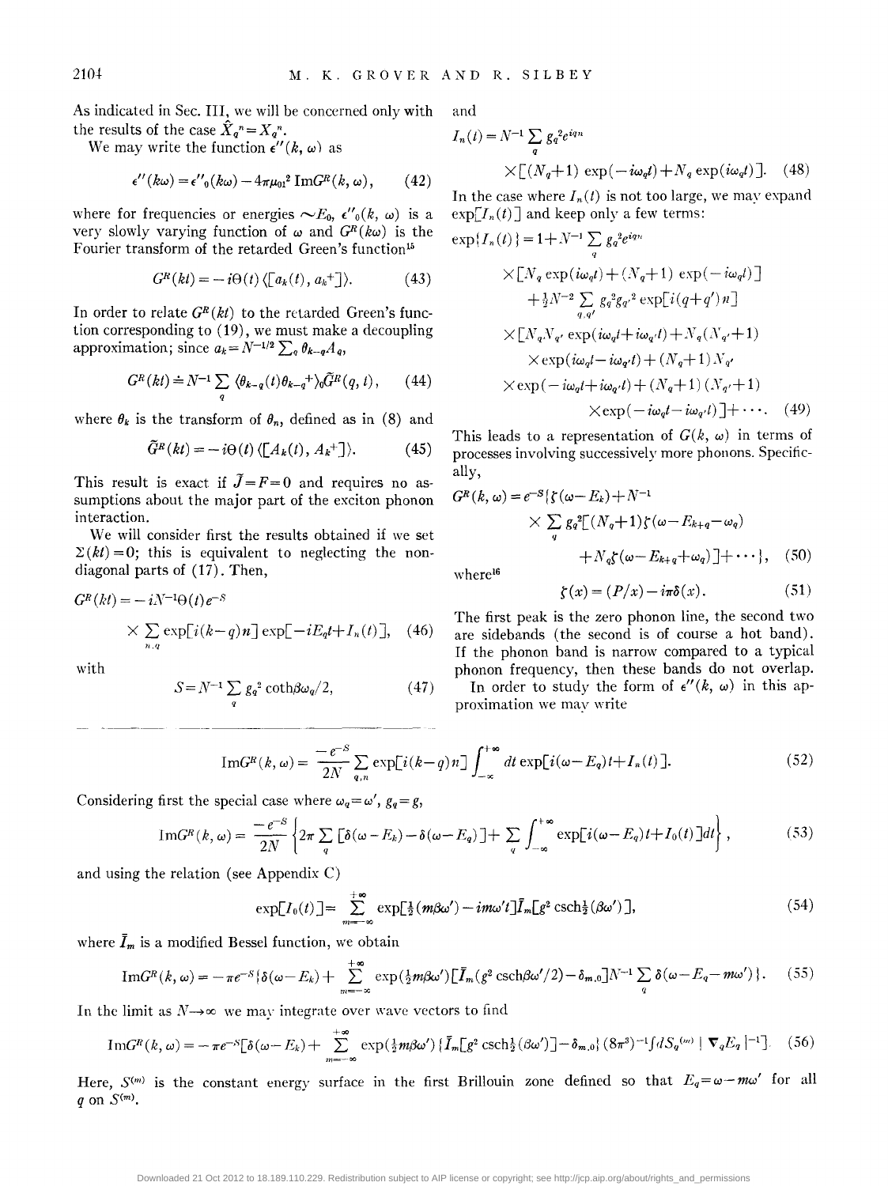As indicated in Sec. III, we will be concerned only with the results of the case $\hat{X}_q{}^n = X_q{}^n$.

We may write the function $\epsilon''(k, \omega)$ as

$$\epsilon''(k\omega) = \epsilon''_0(k\omega) - 4\pi\mu_{01}{}^2 \operatorname{Im} G^R(k, \omega), \tag{42}$$

where for frequencies or energies $\sim E_0$, $\epsilon''_0(k, \omega)$ is a very slowly varying function of $\omega$ and $G^R(k\omega)$ is the Fourier transform of the retarded Green's function[15]

$$G^R(kt) = -i\Theta(t)\langle[a_k(t), a_k{}^+]\rangle. \tag{43}$$

In order to relate $G^R(kt)$ to the retarded Green's function corresponding to (19), we must make a decoupling approximation; since $a_k = N^{-1/2}\sum_q \theta_{k-q}A_q$,

$$G^R(kt) \doteq N^{-1}\sum_q \langle\theta_{k-q}(t)\theta_{k-q}{}^+\rangle_0 \tilde{G}^R(q, t), \tag{44}$$

where $\theta_k$ is the transform of $\theta_n$, defined as in (8) and

$$\tilde{G}^R(kt) = -i\Theta(t)\langle[A_k(t), A_k{}^+]\rangle. \tag{45}$$

This result is exact if $\tilde{J} = F = 0$ and requires no assumptions about the major part of the exciton phonon interaction.

We will consider first the results obtained if we set $\Sigma(kt) = 0$; this is equivalent to neglecting the nondiagonal parts of (17). Then,

$$G^R(kt) = -iN^{-1}\Theta(t)e^{-S} \times \sum_{n,q} \exp[i(k-q)n] \exp[-iE_q t + I_n(t)], \tag{46}$$

with

$$S = N^{-1}\sum_q g_q{}^2 \coth\beta\omega_q/2, \tag{47}$$

and

$$I_n(t) = N^{-1}\sum_q g_q{}^2 e^{iqn} \times [(N_q+1)\exp(-i\omega_q t) + N_q \exp(i\omega_q t)]. \tag{48}$$

In the case where $I_n(t)$ is not too large, we may expand $\exp[I_n(t)]$ and keep only a few terms:

$$\begin{aligned}\exp\{I_n(t)\} = 1 &+ N^{-1}\sum_q g_q{}^2 e^{iqn} \times [N_q \exp(i\omega_q t) + (N_q+1)\exp(-i\omega_q t)] \\ &+ \tfrac{1}{2}N^{-2}\sum_{q,q'} g_q{}^2 g_{q'}{}^2 \exp[i(q+q')n] \\ &\times [N_q N_{q'} \exp(i\omega_q t + i\omega_{q'} t) + N_q(N_{q'}+1) \\ &\times \exp(i\omega_q t - i\omega_{q'} t) + (N_q+1)N_{q'} \\ &\times \exp(-i\omega_q t + i\omega_{q'} t) + (N_q+1)(N_{q'}+1) \\ &\times \exp(-i\omega_q t - i\omega_{q'} t)] + \cdots.\end{aligned} \tag{49}$$

This leads to a representation of $G(k, \omega)$ in terms of processes involving successively more phonons. Specifically,

$$\begin{aligned}G^R(k, \omega) = e^{-S}\{&\zeta(\omega - E_k) + N^{-1} \\ &\times \sum_q g_q{}^2[(N_q+1)\zeta(\omega - E_{k+q} - \omega_q) \\ &+ N_q\zeta(\omega - E_{k+q} + \omega_q)] + \cdots\},\end{aligned} \tag{50}$$

where[16]

$$\zeta(x) = (P/x) - i\pi\delta(x). \tag{51}$$

The first peak is the zero phonon line, the second two are sidebands (the second is of course a hot band). If the phonon band is narrow compared to a typical phonon frequency, then these bands do not overlap.

In order to study the form of $\epsilon''(k, \omega)$ in this approximation we may write

$$\operatorname{Im} G^R(k, \omega) = \frac{-e^{-S}}{2N}\sum_{q,n} \exp[i(k-q)n] \int_{-\infty}^{+\infty} dt \exp[i(\omega - E_q)t + I_n(t)]. \tag{52}$$

Considering first the special case where $\omega_q = \omega'$, $g_q = g$,

$$\operatorname{Im} G^R(k, \omega) = \frac{-e^{-S}}{2N}\left\{2\pi\sum_q [\delta(\omega - E_k) - \delta(\omega - E_q)] + \sum_q \int_{-\infty}^{+\infty} \exp[i(\omega - E_q)t + I_0(t)]dt\right\}, \tag{53}$$

and using the relation (see Appendix C)

$$\exp[I_0(t)] = \sum_{m=-\infty}^{+\infty} \exp[\tfrac{1}{2}(m\beta\omega') - im\omega' t]\bar{I}_m[g^2 \operatorname{csch}\tfrac{1}{2}(\beta\omega')], \tag{54}$$

where $\bar{I}_m$ is a modified Bessel function, we obtain

$$\operatorname{Im} G^R(k, \omega) = -\pi e^{-S}\{\delta(\omega - E_k) + \sum_{m=-\infty}^{+\infty} \exp(\tfrac{1}{2}m\beta\omega')[\bar{I}_m(g^2 \operatorname{csch}\beta\omega'/2) - \delta_{m,0}]N^{-1}\sum_q \delta(\omega - E_q - m\omega')\}. \tag{55}$$

In the limit as $N \to \infty$ we may integrate over wave vectors to find

$$\operatorname{Im} G^R(k, \omega) = -\pi e^{-S}[\delta(\omega - E_k) + \sum_{m=-\infty}^{+\infty} \exp(\tfrac{1}{2}m\beta\omega')\{\bar{I}_m[g^2 \operatorname{csch}\tfrac{1}{2}(\beta\omega')] - \delta_{m,0}\}(8\pi^3)^{-1}\int dS_q{}^{(m)} |\nabla_q E_q|^{-1}]. \tag{56}$$

Here, $S^{(m)}$ is the constant energy surface in the first Brillouin zone defined so that $E_q = \omega - m\omega'$ for all $q$ on $S^{(m)}$.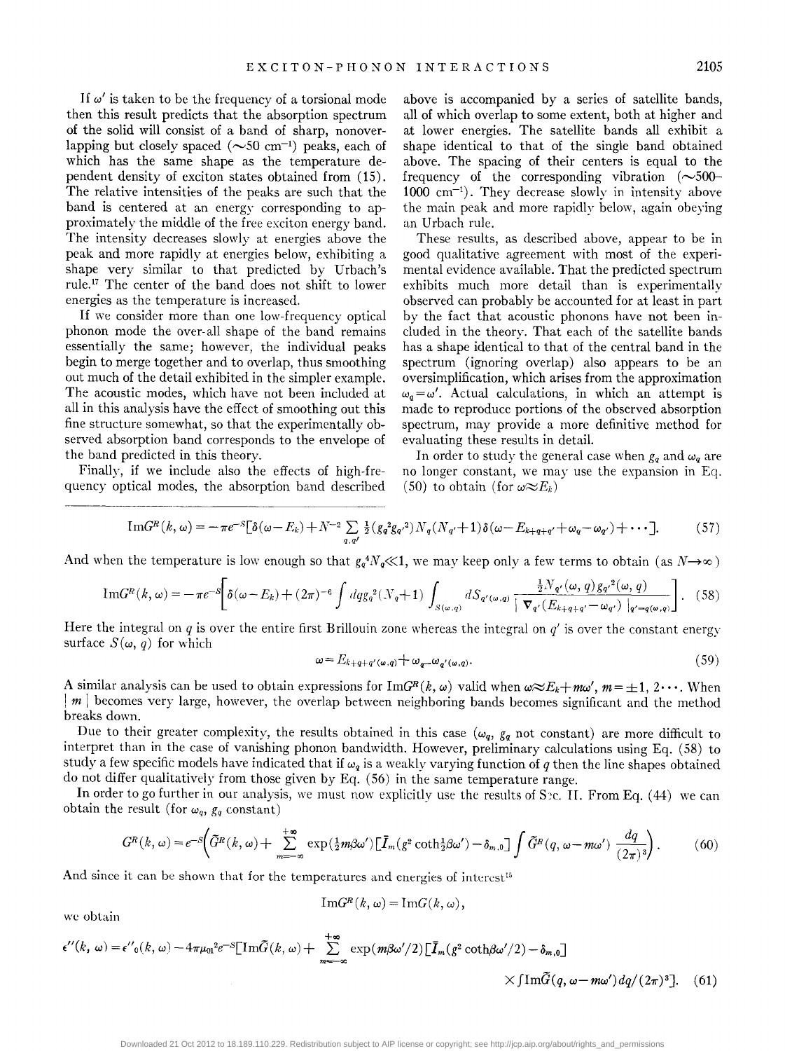If $\omega'$ is taken to be the frequency of a torsional mode then this result predicts that the absorption spectrum of the solid will consist of a band of sharp, nonoverlapping but closely spaced ($\sim$50 cm$^{-1}$) peaks, each of which has the same shape as the temperature dependent density of exciton states obtained from (15). The relative intensities of the peaks are such that the band is centered at an energy corresponding to approximately the middle of the free exciton energy band. The intensity decreases slowly at energies above the peak and more rapidly at energies below, exhibiting a shape very similar to that predicted by Urbach's rule.[17] The center of the band does not shift to lower energies as the temperature is increased.

If we consider more than one low-frequency optical phonon mode the over-all shape of the band remains essentially the same; however, the individual peaks begin to merge together and to overlap, thus smoothing out much of the detail exhibited in the simpler example. The acoustic modes, which have not been included at all in this analysis have the effect of smoothing out this fine structure somewhat, so that the experimentally observed absorption band corresponds to the envelope of the band predicted in this theory.

Finally, if we include also the effects of high-frequency optical modes, the absorption band described above is accompanied by a series of satellite bands, all of which overlap to some extent, both at higher and at lower energies. The satellite bands all exhibit a shape identical to that of the single band obtained above. The spacing of their centers is equal to the frequency of the corresponding vibration ($\sim$500–1000 cm$^{-1}$). They decrease slowly in intensity above the main peak and more rapidly below, again obeying an Urbach rule.

These results, as described above, appear to be in good qualitative agreement with most of the experimental evidence available. That the predicted spectrum exhibits much more detail than is experimentally observed can probably be accounted for at least in part by the fact that acoustic phonons have not been included in the theory. That each of the satellite bands has a shape identical to that of the central band in the spectrum (ignoring overlap) also appears to be an oversimplification, which arises from the approximation $\omega_q = \omega'$. Actual calculations, in which an attempt is made to reproduce portions of the observed absorption spectrum, may provide a more definitive method for evaluating these results in detail.

In order to study the general case when $g_q$ and $\omega_q$ are no longer constant, we may use the expansion in Eq. (50) to obtain (for $\omega \approx E_k$)

$$\operatorname{Im}G^R(k,\omega) = -\pi e^{-S}\Big[\delta(\omega - E_k) + N^{-2}\sum_{q,q'} \tfrac{1}{2}(g_q{}^2 g_{q'}{}^2) N_q (N_{q'}+1)\,\delta(\omega - E_{k+q+q'} + \omega_q - \omega_{q'}) + \cdots\Big]. \tag{57}$$

And when the temperature is low enough so that $g_q{}^4 N_q \ll 1$, we may keep only a few terms to obtain (as $N \to \infty$)

$$\operatorname{Im}G^R(k,\omega) = -\pi e^{-S}\left[\delta(\omega - E_k) + (2\pi)^{-6}\int dq g_q{}^2 (N_q+1)\int_{S(\omega,q)} dS_{q'(\omega,q)} \frac{\tfrac{1}{2}N_{q'}(\omega,q)\, g_{q'}{}^2(\omega,q)}{|\nabla_{q'}(E_{k+q+q'} - \omega_{q'})|_{q'=q(\omega,q)}}\right]. \tag{58}$$

Here the integral on $q$ is over the entire first Brillouin zone whereas the integral on $q'$ is over the constant energy surface $S(\omega, q)$ for which

$$\omega = E_{k+q+q'(\omega,q)} + \omega_q - \omega_{q'(\omega,q)}. \tag{59}$$

A similar analysis can be used to obtain expressions for $\operatorname{Im}G^R(k,\omega)$ valid when $\omega \approx E_k + m\omega'$, $m = \pm 1, 2\cdots$. When $|m|$ becomes very large, however, the overlap between neighboring bands becomes significant and the method breaks down.

Due to their greater complexity, the results obtained in this case ($\omega_q$, $g_q$ not constant) are more difficult to interpret than in the case of vanishing phonon bandwidth. However, preliminary calculations using Eq. (58) to study a few specific models have indicated that if $\omega_q$ is a weakly varying function of $q$ then the line shapes obtained do not differ qualitatively from those given by Eq. (56) in the same temperature range.

In order to go further in our analysis, we must now explicitly use the results of Sec. II. From Eq. (44) we can obtain the result (for $\omega_q$, $g_q$ constant)

$$G^R(k,\omega) = e^{-S}\left(\tilde{G}^R(k,\omega) + \sum_{m=-\infty}^{+\infty} \exp(\tfrac{1}{2}m\beta\omega')\left[\bar{I}_m(g^2\coth\tfrac{1}{2}\beta\omega') - \delta_{m,0}\right]\int \tilde{G}^R(q,\omega - m\omega')\frac{dq}{(2\pi)^3}\right). \tag{60}$$

And since it can be shown that for the temperatures and energies of interest[15]

$$\operatorname{Im}G^R(k,\omega) = \operatorname{Im}G(k,\omega),$$

we obtain

$$\epsilon''(k,\omega) = \epsilon''_0(k,\omega) - 4\pi\mu_{01}{}^2 e^{-S}\Big[\operatorname{Im}\tilde{G}(k,\omega) + \sum_{m=-\infty}^{+\infty}\exp(m\beta\omega'/2)\left[\bar{I}_m(g^2\coth\beta\omega'/2) - \delta_{m,0}\right] \times \int \operatorname{Im}\tilde{G}(q,\omega - m\omega')\,dq/(2\pi)^3\Big]. \tag{61}$$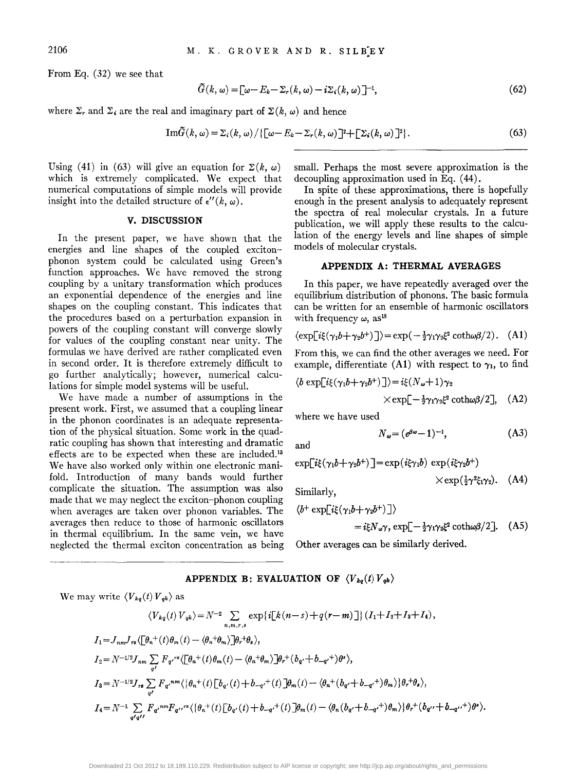From Eq. (32) we see that

$$\tilde{G}(k,\omega) = [\omega - E_k - \Sigma_r(k,\omega) - i\Sigma_i(k,\omega)]^{-1}, \tag{62}$$

where $\Sigma_r$ and $\Sigma_i$ are the real and imaginary part of $\Sigma(k,\omega)$ and hence

$$\text{Im}\tilde{G}(k,\omega) = \Sigma_i(k,\omega)/\{[\omega - E_k - \Sigma_r(k,\omega)]^2 + [\Sigma_i(k,\omega)]^2\}. \tag{63}$$

Using (41) in (63) will give an equation for $\Sigma(k,\omega)$ which is extremely complicated. We expect that numerical computations of simple models will provide insight into the detailed structure of $\epsilon''(k,\omega)$.

## V. DISCUSSION

In the present paper, we have shown that the energies and line shapes of the coupled exciton–phonon system could be calculated using Green's function approaches. We have removed the strong coupling by a unitary transformation which produces an exponential dependence of the energies and line shapes on the coupling constant. This indicates that the procedures based on a perturbation expansion in powers of the coupling constant will converge slowly for values of the coupling constant near unity. The formulas we have derived are rather complicated even in second order. It is therefore extremely difficult to go further analytically; however, numerical calculations for simple model systems will be useful.

We have made a number of assumptions in the present work. First, we assumed that a coupling linear in the phonon coordinates is an adequate representation of the physical situation. Some work in the quadratic coupling has shown that interesting and dramatic effects are to be expected when these are included.[13] We have also worked only within one electronic manifold. Introduction of many bands would further complicate the situation. The assumption was also made that we may neglect the exciton–phonon coupling when averages are taken over phonon variables. The averages then reduce to those of harmonic oscillators in thermal equilibrium. In the same vein, we have neglected the thermal exciton concentration as being small. Perhaps the most severe approximation is the decoupling approximation used in Eq. (44).

In spite of these approximations, there is hopefully enough in the present analysis to adequately represent the spectra of real molecular crystals. In a future publication, we will apply these results to the calculation of the energy levels and line shapes of simple models of molecular crystals.

## APPENDIX A: THERMAL AVERAGES

In this paper, we have repeatedly averaged over the equilibrium distribution of phonons. The basic formula can be written for an ensemble of harmonic oscillators with frequency $\omega$, as[18]

$$\langle \exp[i\xi(\gamma_1 b + \gamma_2 b^+)]\rangle = \exp(-\tfrac{1}{2}\gamma_1\gamma_2\xi^2 \coth\omega\beta/2). \tag{A1}$$

From this, we can find the other averages we need. For example, differentiate (A1) with respect to $\gamma_1$, to find

$$\langle b \exp[i\xi(\gamma_1 b + \gamma_2 b^+)]\rangle = i\xi(N_\omega + 1)\gamma_2 \times \exp[-\tfrac{1}{2}\gamma_1\gamma_2\xi^2 \coth\omega\beta/2], \tag{A2}$$

where we have used

$$N_\omega = (e^{\beta\omega} - 1)^{-1}, \tag{A3}$$

and

$$\exp[i\xi(\gamma_1 b + \gamma_2 b^+)] = \exp(i\xi\gamma_1 b)\exp(i\xi\gamma_2 b^+) \times \exp(\tfrac{1}{2}\gamma^2\xi_1\gamma_2). \tag{A4}$$

Similarly,

$$\langle b^+ \exp[i\xi(\gamma_1 b + \gamma_2 b^+)]\rangle = i\xi N_\omega \gamma_1 \exp[-\tfrac{1}{2}\gamma_1\gamma_2\xi^2 \coth\omega\beta/2]. \tag{A5}$$

Other averages can be similarly derived.

## APPENDIX B: EVALUATION OF $\langle V_{kq}(t)V_{qk}\rangle$

We may write $\langle V_{kq}(t)V_{qk}\rangle$ as

$$\langle V_{kq}(t)V_{qk}\rangle = N^{-2}\sum_{n,m,r,s}\exp\{i[k(n-s)+q(r-m)]\}(I_1+I_2+I_3+I_4),$$

$$I_1 = J_{nm}J_{rs}\langle[\theta_n^+(t)\theta_m(t) - \langle\theta_n^+\theta_m\rangle]\theta_r^+\theta_s\rangle,$$

$$I_2 = N^{-1/2}J_{nm}\sum_{q'}F_{q'}{}^{rs}\langle[\theta_n^+(t)\theta_m(t) - \langle\theta_n^+\theta_m\rangle]\theta_r^+(b_{q'}+b_{-q'}{}^+)\theta^s\rangle,$$

$$I_3 = N^{-1/2}J_{rs}\sum_{q'}F_{q'}{}^{nm}\langle\{\theta_n^+(t)[b_{q'}(t)+b_{-q'}{}^+(t)]\theta_m(t) - \langle\theta_n^+(b_{q'}+b_{-q'}{}^+)\theta_m\rangle\}\theta_r^+\theta_s\rangle,$$

$$I_4 = N^{-1}\sum_{q'q''}F_{q'}{}^{nm}F_{q''}{}^{rs}\langle\{\theta_n^+(t)[b_{q'}(t)+b_{-q'}{}^+(t)]\theta_m(t) - \langle\theta_n(b_{q'}+b_{-q'}{}^+)\theta_m\rangle\}\theta_r^+(b_{q''}+b_{-q''}{}^+)\theta^s\rangle.$$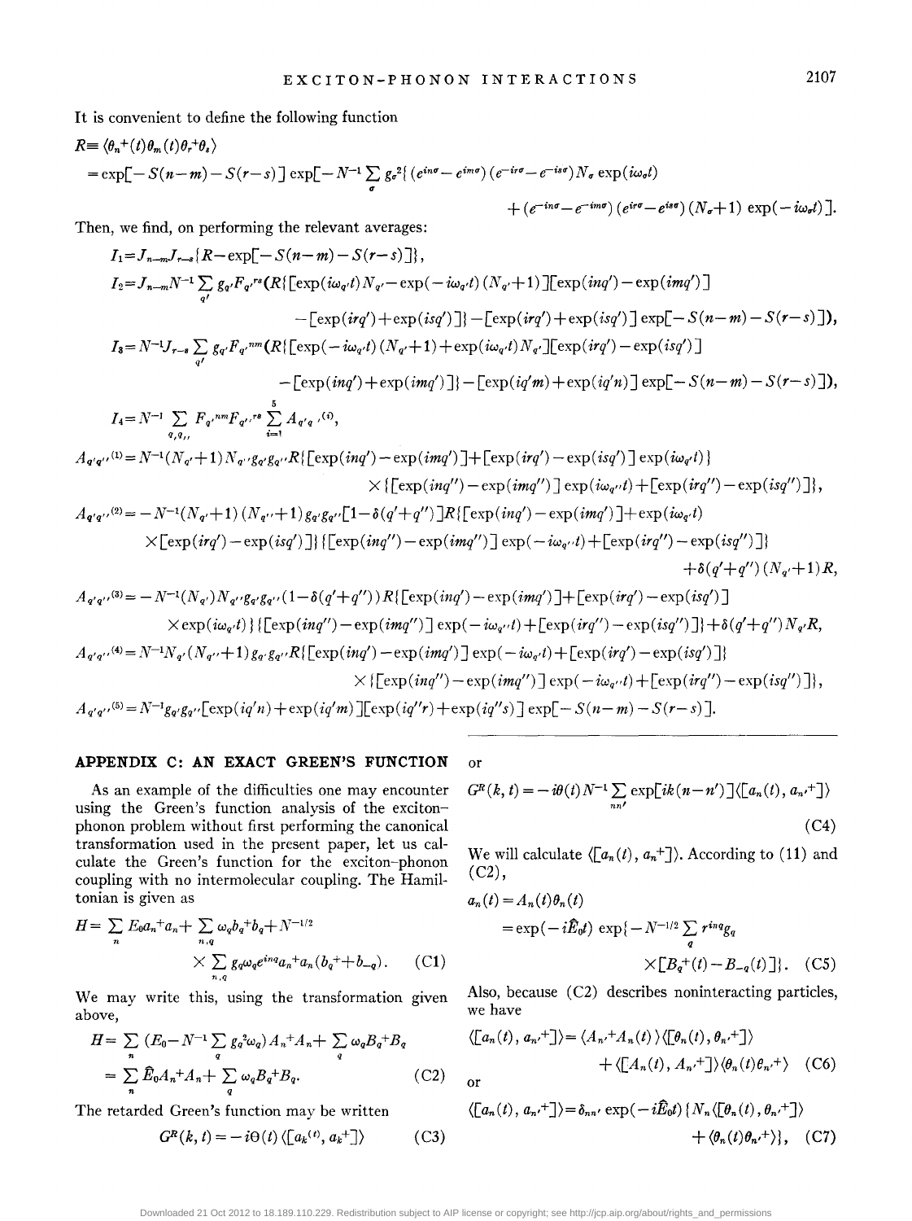It is convenient to define the following function

$$R \equiv \langle \theta_n^+(t)\theta_m(t)\theta_r^+\theta_s\rangle$$
$$= \exp[-S(n-m)-S(r-s)]\exp[-N^{-1}\sum_\sigma g_\sigma^2\{(e^{in\sigma}-e^{im\sigma})(e^{-ir\sigma}-e^{-is\sigma})N_\sigma\exp(i\omega_\sigma t)$$
$$+(e^{-in\sigma}-e^{-im\sigma})(e^{ir\sigma}-e^{is\sigma})(N_\sigma+1)\exp(-i\omega_\sigma t)].$$

Then, we find, on performing the relevant averages:

$$I_1 = J_{n-m}J_{r-s}\{R-\exp[-S(n-m)-S(r-s)]\},$$

$$I_2 = J_{n-m}N^{-1}\sum_{q'} g_{q'}F_{q'}{}^{rs}(R\{[\exp(i\omega_{q'}t)N_{q'}-\exp(-i\omega_{q'}t)(N_{q'}+1)][\exp(inq')-\exp(imq')]$$
$$-[\exp(irq')+\exp(isq')]\}-[\exp(irq')+\exp(isq')]\exp[-S(n-m)-S(r-s)]),$$

$$I_3 = N^{-1}J_{r-s}\sum_{q'} g_{q'}F_{q'}{}^{nm}(R\{[\exp(-i\omega_{q'}t)(N_{q'}+1)+\exp(i\omega_{q'}t)N_{q'}][\exp(irq')-\exp(isq')]$$
$$-[\exp(inq')+\exp(imq')]\}-[\exp(iq'm)+\exp(iq'n)]\exp[-S(n-m)-S(r-s)]),$$

$$I_4 = N^{-1}\sum_{q,q_{\prime\prime}} F_{q'}{}^{nm}F_{q''}{}^{rs}\sum_{i=1}^{5} A_{q'q}{}^{\prime(i)},$$

$$A_{q'q''}{}^{(1)} = N^{-1}(N_{q'}+1)N_{q''}g_{q'}g_{q''}R\{[\exp(inq')-\exp(imq')]+[\exp(irq')-\exp(isq')]\exp(i\omega_{q'}t)\}$$
$$\times\{[\exp(inq'')-\exp(imq'')]\exp(i\omega_{q''}t)+[\exp(irq'')-\exp(isq'')]\},$$

$$A_{q'q''}{}^{(2)} = -N^{-1}(N_{q'}+1)(N_{q''}+1)g_{q'}g_{q''}[1-\delta(q'+q'')]R\{[\exp(inq')-\exp(imq')]+\exp(i\omega_{q'}t)$$
$$\times[\exp(irq')-\exp(isq')]\}\{[\exp(inq'')-\exp(imq'')]\exp(-i\omega_{q''}t)+[\exp(irq'')-\exp(isq'')]\}$$
$$+\delta(q'+q'')(N_{q'}+1)R,$$

$$A_{q'q''}{}^{(3)} = -N^{-1}(N_{q'})N_{q''}g_{q'}g_{q''}(1-\delta(q'+q''))R\{[\exp(inq')-\exp(imq')]+[\exp(irq')-\exp(isq')]$$
$$\times\exp(i\omega_{q'}t)\}\{[\exp(inq'')-\exp(imq'')]\exp(-i\omega_{q''}t)+[\exp(irq'')-\exp(isq'')]\}+\delta(q'+q'')N_{q'}R,$$

$$A_{q'q''}{}^{(4)} = N^{-1}N_{q'}(N_{q''}+1)g_{q'}g_{q''}R\{[\exp(inq')-\exp(imq')]\exp(-i\omega_{q'}t)+[\exp(irq')-\exp(isq')]\}$$
$$\times\{[\exp(inq'')-\exp(imq'')]\exp(-i\omega_{q''}t)+[\exp(irq'')-\exp(isq'')]\},$$

$$A_{q'q''}{}^{(5)} = N^{-1}g_{q'}g_{q''}[\exp(iq'n)+\exp(iq'm)][\exp(iq''r)+\exp(iq''s)]\exp[-S(n-m)-S(r-s)].$$

## APPENDIX C: AN EXACT GREEN'S FUNCTION

As an example of the difficulties one may encounter using the Green's function analysis of the exciton–phonon problem without first performing the canonical transformation used in the present paper, let us calculate the Green's function for the exciton–phonon coupling with no intermolecular coupling. The Hamiltonian is given as

$$H=\sum_n E_0 a_n^+a_n+\sum_{n,q}\omega_q b_q^+b_q+N^{-1/2}\times\sum_{n,q} g_q\omega_q e^{inq}a_n^+a_n(b_q^++b_{-q}). \quad \text{(C1)}$$

We may write this, using the transformation given above,

$$H=\sum_n(E_0-N^{-1}\sum_q g_q^2\omega_q)A_n^+A_n+\sum_q\omega_q B_q^+B_q$$
$$=\sum_n \hat{E}_0 A_n^+A_n+\sum_q\omega_q B_q^+B_q. \quad \text{(C2)}$$

The retarded Green's function may be written

$$G^R(k,t)=-i\Theta(t)\langle[a_k{}^{(t)},a_k^+]\rangle \quad \text{(C3)}$$

or

$$G^R(k,t)=-i\theta(t)N^{-1}\sum_{nn'}\exp[ik(n-n')]\langle[a_n(t),a_{n'}^+]\rangle \quad \text{(C4)}$$

We will calculate $\langle[a_n(t),a_n^+]\rangle$. According to (11) and (C2),

$$a_n(t)=A_n(t)\theta_n(t)$$
$$=\exp(-i\hat{E}_0t)\exp\{-N^{-1/2}\sum_q r^{inq}g_q\times[B_q^+(t)-B_{-q}(t)]\}. \quad \text{(C5)}$$

Also, because (C2) describes noninteracting particles, we have

$$\langle[a_n(t),a_{n'}^+]\rangle=\langle A_{n'}^+A_n(t)\rangle\langle[\theta_n(t),\theta_{n'}^+]\rangle+\langle[A_n(t),A_{n'}^+]\rangle\langle\theta_n(t)\theta_{n'}^+\rangle \quad \text{(C6)}$$

or

$$\langle[a_n(t),a_{n'}^+]\rangle=\delta_{nn'}\exp(-i\hat{E}_0t)\{N_n\langle[\theta_n(t),\theta_{n'}^+]\rangle+\langle\theta_n(t)\theta_{n'}^+\rangle\}, \quad \text{(C7)}$$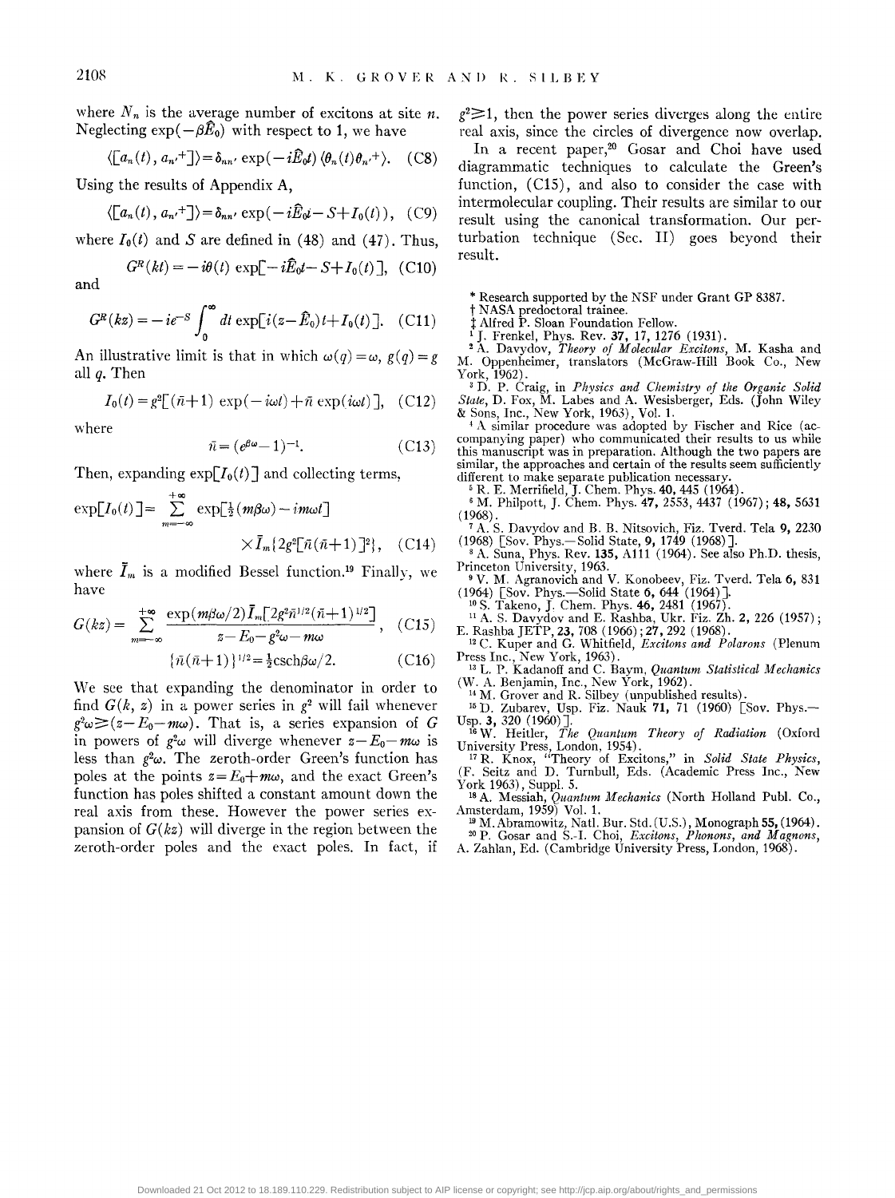where $N_n$ is the average number of excitons at site $n$. Neglecting $\exp(-\beta\hat{E}_0)$ with respect to 1, we have

$$\langle[a_n(t), a_{n'}^+]\rangle = \delta_{nn'} \exp(-i\hat{E}_0 t)\langle\theta_n(t)\theta_{n'}^+\rangle. \quad \text{(C8)}$$

Using the results of Appendix A,

$$\langle[a_n(t), a_{n'}^+]\rangle = \delta_{nn'} \exp(-i\hat{E}_0 t - S + I_0(t)), \quad \text{(C9)}$$

where $I_0(t)$ and $S$ are defined in (48) and (47). Thus,

$$G^R(kt) = -i\theta(t) \exp[-i\hat{E}_0 t - S + I_0(t)], \quad \text{(C10)}$$

and

$$G^R(kz) = -ie^{-S}\int_0^\infty dt \exp[i(z-\hat{E}_0)t + I_0(t)]. \quad \text{(C11)}$$

An illustrative limit is that in which $\omega(q)=\omega$, $g(q)=g$ all $q$. Then

$$I_0(t) = g^2[(\bar{n}+1)\exp(-i\omega t) + \bar{n}\exp(i\omega t)], \quad \text{(C12)}$$

where

$$\bar{n} = (e^{\beta\omega}-1)^{-1}. \quad \text{(C13)}$$

Then, expanding $\exp[I_0(t)]$ and collecting terms,

$$\exp[I_0(t)] = \sum_{m=-\infty}^{+\infty} \exp[\tfrac{1}{2}(m\beta\omega) - im\omega t] \times \bar{I}_m\{2g^2[\bar{n}(\bar{n}+1)]^2\}, \quad \text{(C14)}$$

where $\bar{I}_m$ is a modified Bessel function.[19] Finally, we have

$$G(kz) = \sum_{m=-\infty}^{+\infty} \frac{\exp(m\beta\omega/2)\bar{I}_m[2g^2\bar{n}^{1/2}(\bar{n}+1)^{1/2}]}{z-E_0-g^2\omega-m\omega}, \quad \text{(C15)}$$

$$\{\bar{n}(\bar{n}+1)\}^{1/2} = \tfrac{1}{2}\operatorname{csch}\beta\omega/2. \quad \text{(C16)}$$

We see that expanding the denominator in order to find $G(k,z)$ in a power series in $g^2$ will fail whenever $g^2\omega \gtrsim (z-E_0-m\omega)$. That is, a series expansion of $G$ in powers of $g^2\omega$ will diverge whenever $z-E_0-m\omega$ is less than $g^2\omega$. The zeroth-order Green's function has poles at the points $z=E_0+m\omega$, and the exact Green's function has poles shifted a constant amount down the real axis from these. However the power series expansion of $G(kz)$ will diverge in the region between the zeroth-order poles and the exact poles. In fact, if $g^2 \gtrsim 1$, then the power series diverges along the entire real axis, since the circles of divergence now overlap.

In a recent paper,[20] Gosar and Choi have used diagrammatic techniques to calculate the Green's function, (C15), and also to consider the case with intermolecular coupling. Their results are similar to our result using the canonical transformation. Our perturbation technique (Sec. II) goes beyond their result.

* Research supported by the NSF under Grant GP 8387.
† NASA predoctoral trainee.
‡ Alfred P. Sloan Foundation Fellow.
[1] J. Frenkel, Phys. Rev. **37**, 17, 1276 (1931).
[2] A. Davydov, *Theory of Molecular Excitons*, M. Kasha and M. Oppenheimer, translators (McGraw-Hill Book Co., New York, 1962).
[3] D. P. Craig, in *Physics and Chemistry of the Organic Solid State*, D. Fox, M. Labes and A. Wesisberger, Eds. (John Wiley & Sons, Inc., New York, 1963), Vol. 1.
[4] A similar procedure was adopted by Fischer and Rice (accompanying paper) who communicated their results to us while this manuscript was in preparation. Although the two papers are similar, the approaches and certain of the results seem sufficiently different to make separate publication necessary.
[5] R. E. Merrifield, J. Chem. Phys. **40**, 445 (1964).
[6] M. Philpott, J. Chem. Phys. **47**, 2553, 4437 (1967); **48**, 5631 (1968).
[7] A. S. Davydov and B. B. Nitsovich, Fiz. Tverd. Tela **9**, 2230 (1968) [Sov. Phys.—Solid State, **9**, 1749 (1968)].
[8] A. Suna, Phys. Rev. **135**, A111 (1964). See also Ph.D. thesis, Princeton University, 1963.
[9] V. M. Agranovich and V. Konobeev, Fiz. Tverd. Tela **6**, 831 (1964) [Sov. Phys.—Solid State **6**, 644 (1964)].
[10] S. Takeno, J. Chem. Phys. **46**, 2481 (1967).
[11] A. S. Davydov and E. Rashba, Ukr. Fiz. Zh. **2**, 226 (1957); E. Rashba JETP, **23**, 708 (1966); **27**, 292 (1968).
[12] C. Kuper and G. Whitfield, *Excitons and Polarons* (Plenum Press Inc., New York, 1963).
[13] L. P. Kadanoff and C. Baym, *Quantum Statistical Mechanics* (W. A. Benjamin, Inc., New York, 1962).
[14] M. Grover and R. Silbey (unpublished results).
[15] D. Zubarev, Usp. Fiz. Nauk **71**, 71 (1960) [Sov. Phys.—Usp. **3**, 320 (1960)].
[16] W. Heitler, *The Quantum Theory of Radiation* (Oxford University Press, London, 1954).
[17] R. Knox, "Theory of Excitons," in *Solid State Physics*, (F. Seitz and D. Turnbull, Eds. (Academic Press Inc., New York 1963), Suppl. 5.
[18] A. Messiah, *Quantum Mechanics* (North Holland Publ. Co., Amsterdam, 1959) Vol. 1.
[19] M. Abramowitz, Natl. Bur. Std. (U.S.), Monograph **55**, (1964).
[20] P. Gosar and S.-I. Choi, *Excitons, Phonons, and Magnons*, A. Zahlan, Ed. (Cambridge University Press, London, 1968).